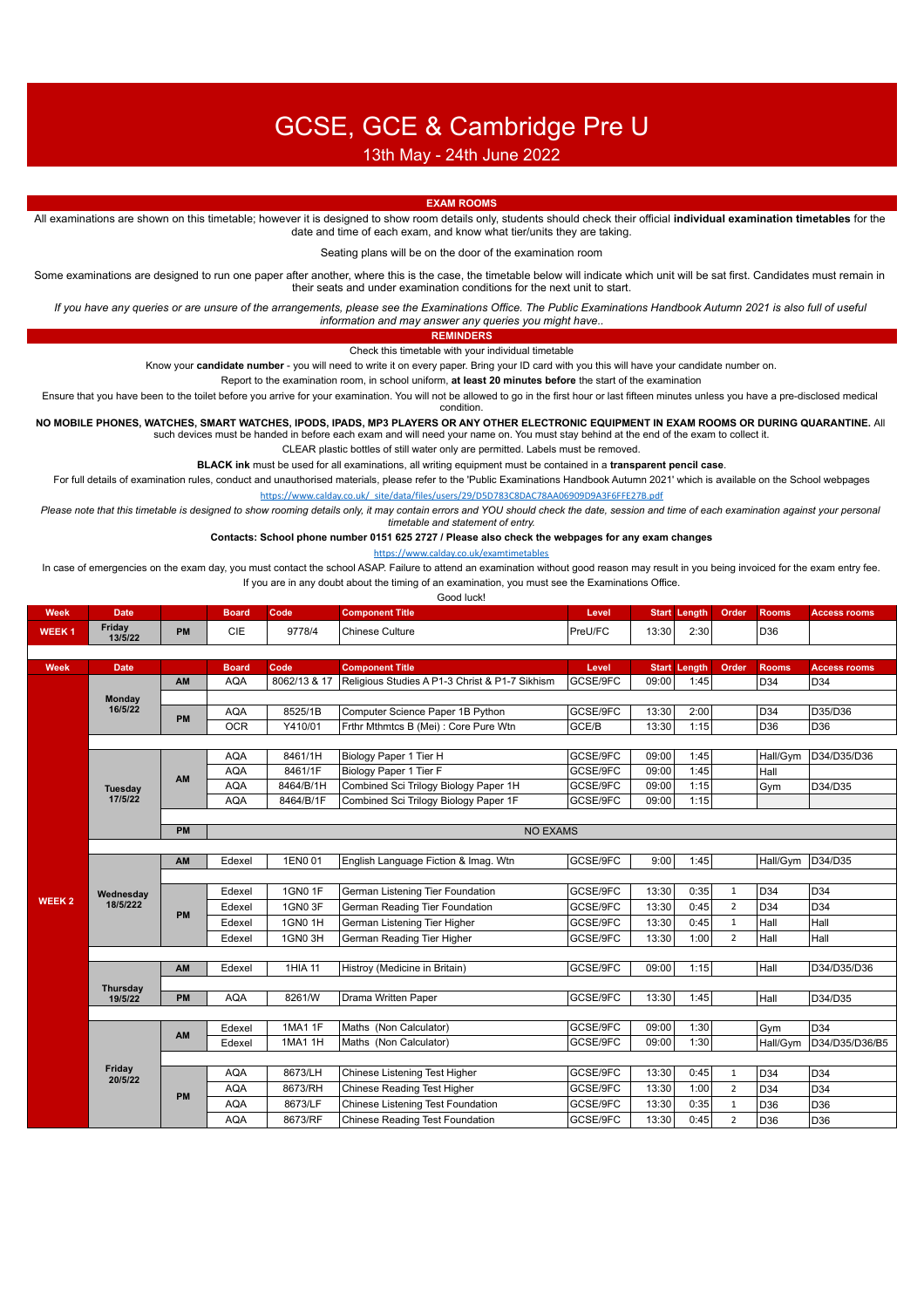# GCSE, GCE & Cambridge Pre U

13th May - 24th June 2022

## EXAM ROOMS

All examinations are shown on this timetable; however it is designed to show room details only, students should check their official **individual examination timetables** for the date and time of each exam, and know what tier/units they are taking.

Seating plans will be on the door of the examination room

Some examinations are designed to run one paper after another, where this is the case, the timetable below will indicate which unit will be sat first. Candidates must remain in their seats and under examination conditions for the next unit to start.

*If you have any queries or are unsure of the arrangements, please see the Examinations Office. The Public Examinations Handbook Autumn 2021 is also full of useful information and may answer any queries you might have..*

## REMINDERS

Check this timetable with your individual timetable

Know your **candidate number** - you will need to write it on every paper. Bring your ID card with you this will have your candidate number on.

Report to the examination room, in school uniform, **at least 20 minutes before** the start of the examination

Ensure that you have been to the toilet before you arrive for your examination. You will not be allowed to go in the first hour or last fifteen minutes unless you have a pre-disclosed medical condition.

**NO MOBILE PHONES, WATCHES, SMART WATCHES, IPODS, IPADS, MP3 PLAYERS OR ANY OTHER ELECTRONIC EQUIPMENT IN EXAM ROOMS OR DURING QUARANTINE.** All such devices must be handed in before each exam and will need your name on. You must stay behind at the end of the exam to collect it.

CLEAR plastic bottles of still water only are permitted. Labels must be removed.

**BLACK ink** must be used for all examinations, all writing equipment must be contained in a **transparent pencil case**.

For full details of examination rules, conduct and unauthorised materials, please refer to the 'Public Examinations Handbook Autumn 2021' which is available on the School webpages

https://www.calday.co.uk/_site/data/files/users/29/D5D783C8DAC78AA06909D9A3F6FFE27B.pdf

*Please note that this timetable is designed to show rooming details only, it may contain errors and YOU should check the date, session and time of each examination against your personal timetable and statement of entry.*

**Contacts: School phone number 0151 625 2727 / Please also check the webpages for any exam changes**

https://www.calday.co.uk/examtimetables

In case of emergencies on the exam day, you must contact the school ASAP. Failure to attend an examination without good reason may result in you being invoiced for the exam entry fee.

If you are in any doubt about the timing of an examination, you must see the Examinations Office.

Good luck!

| Week | Date | | Board | Code | Component Title | Level | Start | Length | Order | Rooms | Access rooms |
|---|---|---|---|---|---|---|---|---|---|---|---|
| WEEK 1 | Friday 13/5/22 | PM | CIE | 9778/4 | Chinese Culture | PreU/FC | 13:30 | 2:30 | | D36 | |

| Week | Date | | Board | Code | Component Title | Level | Start | Length | Order | Rooms | Access rooms |
|---|---|---|---|---|---|---|---|---|---|---|---|
| WEEK 2 | Monday 16/5/22 | AM | AQA | 8062/13 & 17 | Religious Studies A P1-3 Christ & P1-7 Sikhism | GCSE/9FC | 09:00 | 1:45 | | D34 | D34 |
| | | PM | AQA | 8525/1B | Computer Science Paper 1B Python | GCSE/9FC | 13:30 | 2:00 | | D34 | D35/D36 |
| | | PM | OCR | Y410/01 | Frthr Mthmtcs B (Mei) : Core Pure Wtn | GCE/B | 13:30 | 1:15 | | D36 | D36 |
| | Tuesday 17/5/22 | AM | AQA | 8461/1H | Biology Paper 1 Tier H | GCSE/9FC | 09:00 | 1:45 | | Hall/Gym | D34/D35/D36 |
| | | AM | AQA | 8461/1F | Biology Paper 1 Tier F | GCSE/9FC | 09:00 | 1:45 | | Hall | |
| | | AM | AQA | 8464/B/1H | Combined Sci Trilogy Biology Paper 1H | GCSE/9FC | 09:00 | 1:15 | | Gym | D34/D35 |
| | | AM | AQA | 8464/B/1F | Combined Sci Trilogy Biology Paper 1F | GCSE/9FC | 09:00 | 1:15 | | | |
| | | PM | | | NO EXAMS | | | | | | |
| | Wednesday 18/5/222 | AM | Edexel | 1EN0 01 | English Language Fiction & Imag. Wtn | GCSE/9FC | 9:00 | 1:45 | | Hall/Gym | D34/D35 |
| | | PM | Edexel | 1GN0 1F | German Listening Tier Foundation | GCSE/9FC | 13:30 | 0:35 | 1 | D34 | D34 |
| | | PM | Edexel | 1GN0 3F | German Reading Tier Foundation | GCSE/9FC | 13:30 | 0:45 | 2 | D34 | D34 |
| | | PM | Edexel | 1GN0 1H | German Listening Tier Higher | GCSE/9FC | 13:30 | 0:45 | 1 | Hall | Hall |
| | | PM | Edexel | 1GN0 3H | German Reading Tier Higher | GCSE/9FC | 13:30 | 1:00 | 2 | Hall | Hall |
| | Thursday 19/5/22 | AM | Edexel | 1HIA 11 | Histroy (Medicine in Britain) | GCSE/9FC | 09:00 | 1:15 | | Hall | D34/D35/D36 |
| | | PM | AQA | 8261/W | Drama Written Paper | GCSE/9FC | 13:30 | 1:45 | | Hall | D34/D35 |
| | Friday 20/5/22 | AM | Edexel | 1MA1 1F | Maths (Non Calculator) | GCSE/9FC | 09:00 | 1:30 | | Gym | D34 |
| | | AM | Edexel | 1MA1 1H | Maths (Non Calculator) | GCSE/9FC | 09:00 | 1:30 | | Hall/Gym | D34/D35/D36/B5 |
| | | PM | AQA | 8673/LH | Chinese Listening Test Higher | GCSE/9FC | 13:30 | 0:45 | 1 | D34 | D34 |
| | | PM | AQA | 8673/RH | Chinese Reading Test Higher | GCSE/9FC | 13:30 | 1:00 | 2 | D34 | D34 |
| | | PM | AQA | 8673/LF | Chinese Listening Test Foundation | GCSE/9FC | 13:30 | 0:35 | 1 | D36 | D36 |
| | | PM | AQA | 8673/RF | Chinese Reading Test Foundation | GCSE/9FC | 13:30 | 0:45 | 2 | D36 | D36 |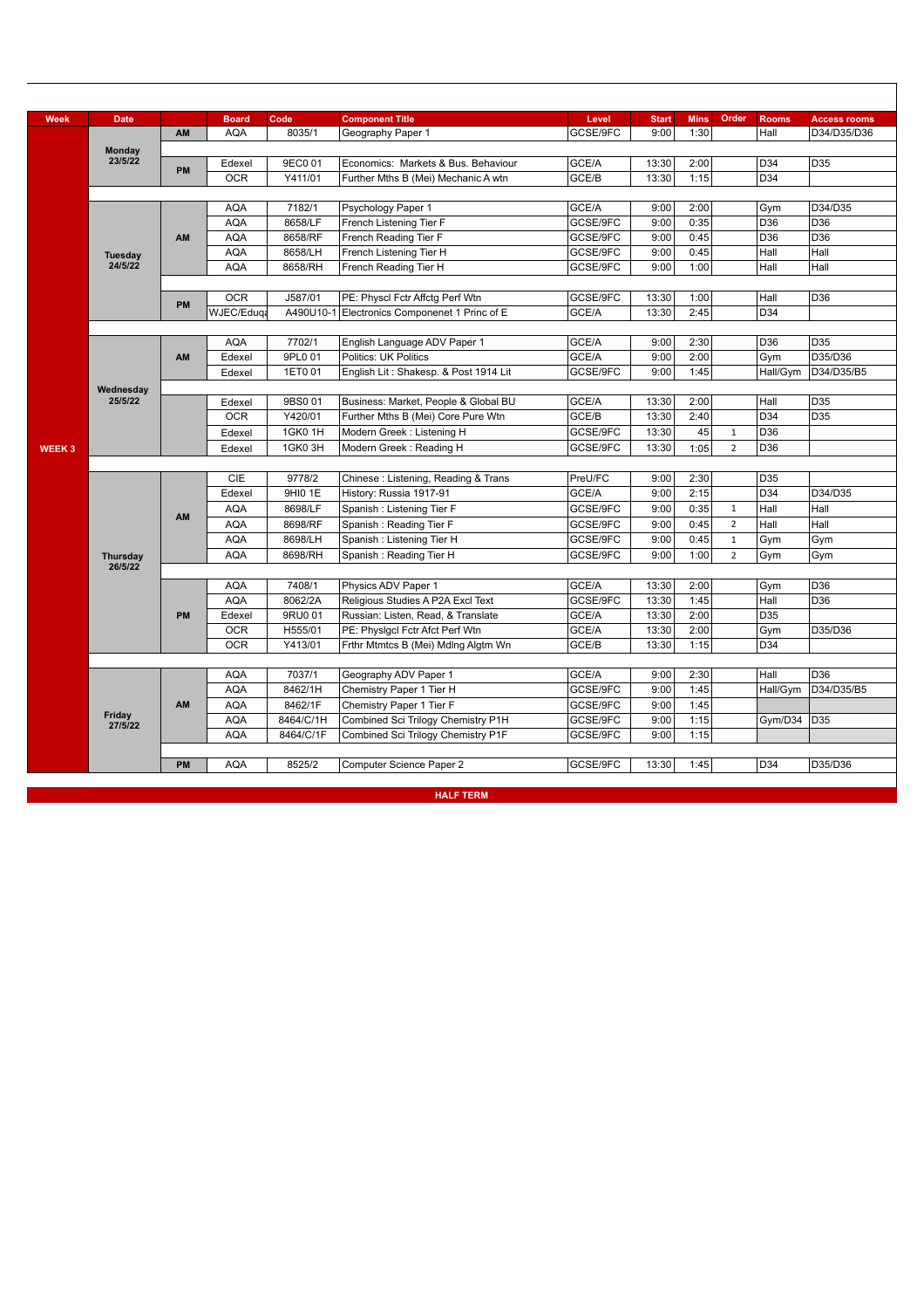| Week | Date | | Board | Code | Component Title | Level | Start | Mins | Order | Rooms | Access rooms |
|---|---|---|---|---|---|---|---|---|---|---|---|
| WEEK 3 | Monday 23/5/22 | AM | AQA | 8035/1 | Geography Paper 1 | GCSE/9FC | 9:00 | 1:30 | | Hall | D34/D35/D36 |
| | | PM | Edexel | 9EC0 01 | Economics: Markets & Bus. Behaviour | GCE/A | 13:30 | 2:00 | | D34 | D35 |
| | | | OCR | Y411/01 | Further Mths B (Mei) Mechanic A wtn | GCE/B | 13:30 | 1:15 | | D34 | |
| | Tuesday 24/5/22 | AM | AQA | 7182/1 | Psychology Paper 1 | GCE/A | 9:00 | 2:00 | | Gym | D34/D35 |
| | | | AQA | 8658/LF | French Listening Tier F | GCSE/9FC | 9:00 | 0:35 | | D36 | D36 |
| | | | AQA | 8658/RF | French Reading Tier F | GCSE/9FC | 9:00 | 0:45 | | D36 | D36 |
| | | | AQA | 8658/LH | French Listening Tier H | GCSE/9FC | 9:00 | 0:45 | | Hall | Hall |
| | | | AQA | 8658/RH | French Reading Tier H | GCSE/9FC | 9:00 | 1:00 | | Hall | Hall |
| | | PM | OCR | J587/01 | PE: Physcl Fctr Affctg Perf Wtn | GCSE/9FC | 13:30 | 1:00 | | Hall | D36 |
| | | | WJEC/Eduqa | A490U10-1 | Electronics Componenet 1 Princ of E | GCE/A | 13:30 | 2:45 | | D34 | |
| | Wednesday 25/5/22 | AM | AQA | 7702/1 | English Language ADV Paper 1 | GCE/A | 9:00 | 2:30 | | D36 | D35 |
| | | | Edexel | 9PL0 01 | Politics: UK Politics | GCE/A | 9:00 | 2:00 | | Gym | D35/D36 |
| | | | Edexel | 1ET0 01 | English Lit : Shakesp. & Post 1914 Lit | GCSE/9FC | 9:00 | 1:45 | | Hall/Gym | D34/D35/B5 |
| | | | Edexel | 9BS0 01 | Business: Market, People & Global BU | GCE/A | 13:30 | 2:00 | | Hall | D35 |
| | | | OCR | Y420/01 | Further Mths B (Mei) Core Pure Wtn | GCE/B | 13:30 | 2:40 | | D34 | D35 |
| | | | Edexel | 1GK0 1H | Modern Greek : Listening H | GCSE/9FC | 13:30 | 45 | 1 | D36 | |
| | | | Edexel | 1GK0 3H | Modern Greek : Reading H | GCSE/9FC | 13:30 | 1:05 | 2 | D36 | |
| | Thursday 26/5/22 | AM | CIE | 9778/2 | Chinese : Listening, Reading & Trans | PreU/FC | 9:00 | 2:30 | | D35 | |
| | | | Edexel | 9HI0 1E | History: Russia 1917-91 | GCE/A | 9:00 | 2:15 | | D34 | D34/D35 |
| | | | AQA | 8698/LF | Spanish : Listening Tier F | GCSE/9FC | 9:00 | 0:35 | 1 | Hall | Hall |
| | | | AQA | 8698/RF | Spanish : Reading Tier F | GCSE/9FC | 9:00 | 0:45 | 2 | Hall | Hall |
| | | | AQA | 8698/LH | Spanish : Listening Tier H | GCSE/9FC | 9:00 | 0:45 | 1 | Gym | Gym |
| | | | AQA | 8698/RH | Spanish : Reading Tier H | GCSE/9FC | 9:00 | 1:00 | 2 | Gym | Gym |
| | | PM | AQA | 7408/1 | Physics ADV Paper 1 | GCE/A | 13:30 | 2:00 | | Gym | D36 |
| | | | AQA | 8062/2A | Religious Studies A P2A Excl Text | GCSE/9FC | 13:30 | 1:45 | | Hall | D36 |
| | | | Edexel | 9RU0 01 | Russian: Listen, Read, & Translate | GCE/A | 13:30 | 2:00 | | D35 | |
| | | | OCR | H555/01 | PE: Physlgcl Fctr Afct Perf Wtn | GCE/A | 13:30 | 2:00 | | Gym | D35/D36 |
| | | | OCR | Y413/01 | Frthr Mtmtcs B (Mei) Mdlng Algtm Wn | GCE/B | 13:30 | 1:15 | | D34 | |
| | Friday 27/5/22 | AM | AQA | 7037/1 | Geography ADV Paper 1 | GCE/A | 9:00 | 2:30 | | Hall | D36 |
| | | | AQA | 8462/1H | Chemistry Paper 1 Tier H | GCSE/9FC | 9:00 | 1:45 | | Hall/Gym | D34/D35/B5 |
| | | | AQA | 8462/1F | Chemistry Paper 1 Tier F | GCSE/9FC | 9:00 | 1:45 | | | |
| | | | AQA | 8464/C/1H | Combined Sci Trilogy Chemistry P1H | GCSE/9FC | 9:00 | 1:15 | | Gym/D34 | D35 |
| | | | AQA | 8464/C/1F | Combined Sci Trilogy Chemistry P1F | GCSE/9FC | 9:00 | 1:15 | | | |
| | | PM | AQA | 8525/2 | Computer Science Paper 2 | GCSE/9FC | 13:30 | 1:45 | | D34 | D35/D36 |

**HALF TERM**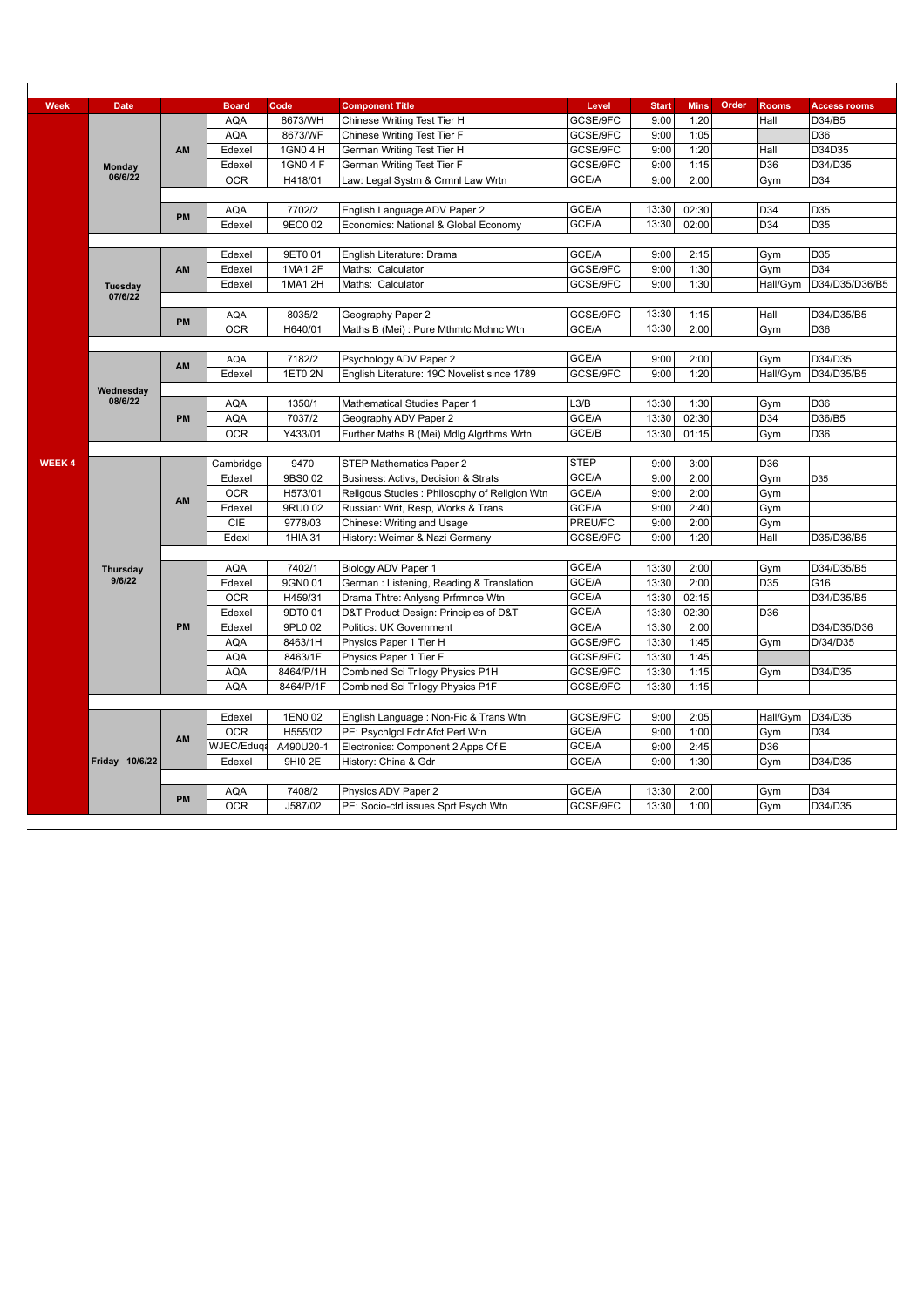| Week | Date | | Board | Code | Component Title | Level | Start | Mins | Order | Rooms | Access rooms |
|---|---|---|---|---|---|---|---|---|---|---|---|
| WEEK 4 | Monday 06/6/22 | AM | AQA | 8673/WH | Chinese Writing Test Tier H | GCSE/9FC | 9:00 | 1:20 | | Hall | D34/B5 |
| | | | AQA | 8673/WF | Chinese Writing Test Tier F | GCSE/9FC | 9:00 | 1:05 | | | D36 |
| | | | Edexel | 1GN0 4 H | German Writing Test Tier H | GCSE/9FC | 9:00 | 1:20 | | Hall | D34D35 |
| | | | Edexel | 1GN0 4 F | German Writing Test Tier F | GCSE/9FC | 9:00 | 1:15 | | D36 | D34/D35 |
| | | | OCR | H418/01 | Law: Legal Systm & Crmnl Law Wrtn | GCE/A | 9:00 | 2:00 | | Gym | D34 |
| | | PM | AQA | 7702/2 | English Language ADV Paper 2 | GCE/A | 13:30 | 02:30 | | D34 | D35 |
| | | | Edexel | 9EC0 02 | Economics: National & Global Economy | GCE/A | 13:30 | 02:00 | | D34 | D35 |
| | Tuesday 07/6/22 | AM | Edexel | 9ET0 01 | English Literature: Drama | GCE/A | 9:00 | 2:15 | | Gym | D35 |
| | | | Edexel | 1MA1 2F | Maths: Calculator | GCSE/9FC | 9:00 | 1:30 | | Gym | D34 |
| | | | Edexel | 1MA1 2H | Maths: Calculator | GCSE/9FC | 9:00 | 1:30 | | Hall/Gym | D34/D35/D36/B5 |
| | | PM | AQA | 8035/2 | Geography Paper 2 | GCSE/9FC | 13:30 | 1:15 | | Hall | D34/D35/B5 |
| | | | OCR | H640/01 | Maths B (Mei) : Pure Mthmtc Mchnc Wtn | GCE/A | 13:30 | 2:00 | | Gym | D36 |
| | Wednesday 08/6/22 | AM | AQA | 7182/2 | Psychology ADV Paper 2 | GCE/A | 9:00 | 2:00 | | Gym | D34/D35 |
| | | | Edexel | 1ET0 2N | English Literature: 19C Novelist since 1789 | GCSE/9FC | 9:00 | 1:20 | | Hall/Gym | D34/D35/B5 |
| | | PM | AQA | 1350/1 | Mathematical Studies Paper 1 | L3/B | 13:30 | 1:30 | | Gym | D36 |
| | | | AQA | 7037/2 | Geography ADV Paper 2 | GCE/A | 13:30 | 02:30 | | D34 | D36/B5 |
| | | | OCR | Y433/01 | Further Maths B (Mei) Mdlg Algrthms Wrtn | GCE/B | 13:30 | 01:15 | | Gym | D36 |
| | Thursday 9/6/22 | AM | Cambridge | 9470 | STEP Mathematics Paper 2 | STEP | 9:00 | 3:00 | | D36 | |
| | | | Edexel | 9BS0 02 | Business: Activs, Decision & Strats | GCE/A | 9:00 | 2:00 | | Gym | D35 |
| | | | OCR | H573/01 | Religous Studies : Philosophy of Religion Wtn | GCE/A | 9:00 | 2:00 | | Gym | |
| | | | Edexel | 9RU0 02 | Russian: Writ, Resp, Works & Trans | GCE/A | 9:00 | 2:40 | | Gym | |
| | | | CIE | 9778/03 | Chinese: Writing and Usage | PREU/FC | 9:00 | 2:00 | | Gym | |
| | | | Edexl | 1HIA 31 | History: Weimar & Nazi Germany | GCSE/9FC | 9:00 | 1:20 | | Hall | D35/D36/B5 |
| | | PM | AQA | 7402/1 | Biology ADV Paper 1 | GCE/A | 13:30 | 2:00 | | Gym | D34/D35/B5 |
| | | | Edexel | 9GN0 01 | German : Listening, Reading & Translation | GCE/A | 13:30 | 2:00 | | D35 | G16 |
| | | | OCR | H459/31 | Drama Thtre: Anlysng Prfrmnce Wtn | GCE/A | 13:30 | 02:15 | | | D34/D35/B5 |
| | | | Edexel | 9DT0 01 | D&T Product Design: Principles of D&T | GCE/A | 13:30 | 02:30 | | D36 | |
| | | | Edexel | 9PL0 02 | Politics: UK Government | GCE/A | 13:30 | 2:00 | | | D34/D35/D36 |
| | | | AQA | 8463/1H | Physics Paper 1 Tier H | GCSE/9FC | 13:30 | 1:45 | | Gym | D/34/D35 |
| | | | AQA | 8463/1F | Physics Paper 1 Tier F | GCSE/9FC | 13:30 | 1:45 | | | |
| | | | AQA | 8464/P/1H | Combined Sci Trilogy Physics P1H | GCSE/9FC | 13:30 | 1:15 | | Gym | D34/D35 |
| | | | AQA | 8464/P/1F | Combined Sci Trilogy Physics P1F | GCSE/9FC | 13:30 | 1:15 | | | |
| | Friday 10/6/22 | AM | Edexel | 1EN0 02 | English Language : Non-Fic & Trans Wtn | GCSE/9FC | 9:00 | 2:05 | | Hall/Gym | D34/D35 |
| | | | OCR | H555/02 | PE: Psychlgcl Fctr Afct Perf Wtn | GCE/A | 9:00 | 1:00 | | Gym | D34 |
| | | | WJEC/Eduqa | A490U20-1 | Electronics: Component 2 Apps Of E | GCE/A | 9:00 | 2:45 | | D36 | |
| | | | Edexel | 9HI0 2E | History: China & Gdr | GCE/A | 9:00 | 1:30 | | Gym | D34/D35 |
| | | PM | AQA | 7408/2 | Physics ADV Paper 2 | GCE/A | 13:30 | 2:00 | | Gym | D34 |
| | | | OCR | J587/02 | PE: Socio-ctrl issues Sprt Psych Wtn | GCSE/9FC | 13:30 | 1:00 | | Gym | D34/D35 |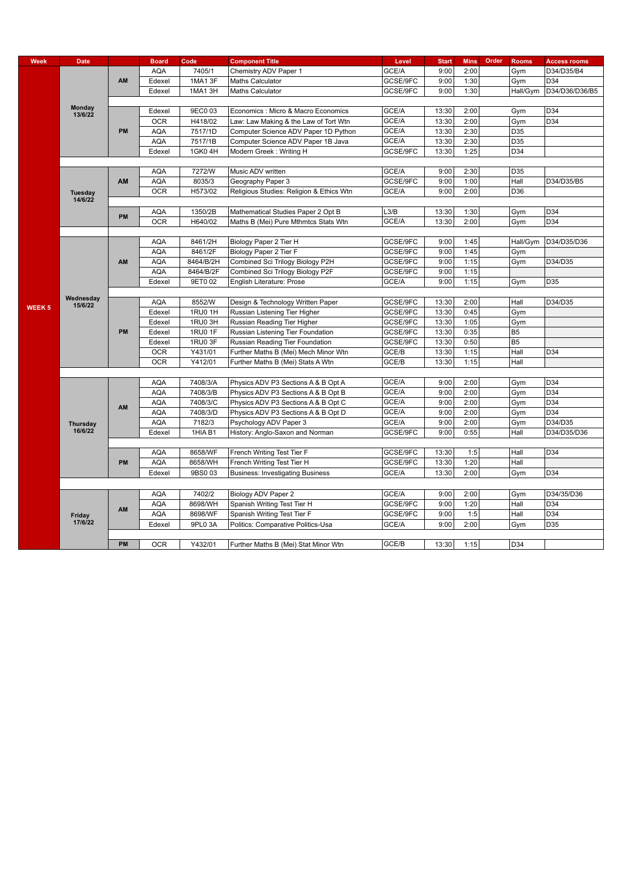| Week | Date | | Board | Code | Component Title | Level | Start | Mins | Order | Rooms | Access rooms |
|---|---|---|---|---|---|---|---|---|---|---|---|
| WEEK 5 | Monday 13/6/22 | AM | AQA | 7405/1 | Chemistry ADV Paper 1 | GCE/A | 9:00 | 2:00 | | Gym | D34/D35/B4 |
| | | | Edexel | 1MA1 3F | Maths Calculator | GCSE/9FC | 9:00 | 1:30 | | Gym | D34 |
| | | | Edexel | 1MA1 3H | Maths Calculator | GCSE/9FC | 9:00 | 1:30 | | Hall/Gym | D34/D36/D36/B5 |
| | | PM | Edexel | 9EC0 03 | Economics : Micro & Macro Economics | GCE/A | 13:30 | 2:00 | | Gym | D34 |
| | | | OCR | H418/02 | Law: Law Making & the Law of Tort Wtn | GCE/A | 13:30 | 2:00 | | Gym | D34 |
| | | | AQA | 7517/1D | Computer Science ADV Paper 1D Python | GCE/A | 13:30 | 2:30 | | D35 | |
| | | | AQA | 7517/1B | Computer Science ADV Paper 1B Java | GCE/A | 13:30 | 2:30 | | D35 | |
| | | | Edexel | 1GK0 4H | Modern Greek : Writing H | GCSE/9FC | 13:30 | 1:25 | | D34 | |
| | Tuesday 14/6/22 | AM | AQA | 7272/W | Music ADV written | GCE/A | 9:00 | 2:30 | | D35 | |
| | | | AQA | 8035/3 | Geography Paper 3 | GCSE/9FC | 9:00 | 1:00 | | Hall | D34/D35/B5 |
| | | | OCR | H573/02 | Religious Studies: Religion & Ethics Wtn | GCE/A | 9:00 | 2:00 | | D36 | |
| | | PM | AQA | 1350/2B | Mathematical Studies Paper 2 Opt B | L3/B | 13:30 | 1:30 | | Gym | D34 |
| | | | OCR | H640/02 | Maths B (Mei) Pure Mthmtcs Stats Wtn | GCE/A | 13:30 | 2:00 | | Gym | D34 |
| | Wednesday 15/6/22 | AM | AQA | 8461/2H | Biology Paper 2 Tier H | GCSE/9FC | 9:00 | 1:45 | | Hall/Gym | D34/D35/D36 |
| | | | AQA | 8461/2F | Biology Paper 2 Tier F | GCSE/9FC | 9:00 | 1:45 | | Gym | |
| | | | AQA | 8464/B/2H | Combined Sci Trilogy Biology P2H | GCSE/9FC | 9:00 | 1:15 | | Gym | D34/D35 |
| | | | AQA | 8464/B/2F | Combined Sci Trilogy Biology P2F | GCSE/9FC | 9:00 | 1:15 | | | |
| | | | Edexel | 9ET0 02 | English Literature: Prose | GCE/A | 9:00 | 1:15 | | Gym | D35 |
| | | PM | AQA | 8552/W | Design & Technology Written Paper | GCSE/9FC | 13:30 | 2:00 | | Hall | D34/D35 |
| | | | Edexel | 1RU0 1H | Russian Listening Tier Higher | GCSE/9FC | 13:30 | 0:45 | | Gym | |
| | | | Edexel | 1RU0 3H | Russian Reading Tier Higher | GCSE/9FC | 13:30 | 1:05 | | Gym | |
| | | | Edexel | 1RU0 1F | Russian Listening Tier Foundation | GCSE/9FC | 13:30 | 0:35 | | B5 | |
| | | | Edexel | 1RU0 3F | Russian Reading Tier Foundation | GCSE/9FC | 13:30 | 0:50 | | B5 | |
| | | | OCR | Y431/01 | Further Maths B (Mei) Mech Minor Wtn | GCE/B | 13:30 | 1:15 | | Hall | D34 |
| | | | OCR | Y412/01 | Further Maths B (Mei) Stats A Wtn | GCE/B | 13:30 | 1:15 | | Hall | |
| | Thursday 16/6/22 | AM | AQA | 7408/3/A | Physics ADV P3 Sections A & B Opt A | GCE/A | 9:00 | 2:00 | | Gym | D34 |
| | | | AQA | 7408/3/B | Physics ADV P3 Sections A & B Opt B | GCE/A | 9:00 | 2:00 | | Gym | D34 |
| | | | AQA | 7408/3/C | Physics ADV P3 Sections A & B Opt C | GCE/A | 9:00 | 2:00 | | Gym | D34 |
| | | | AQA | 7408/3/D | Physics ADV P3 Sections A & B Opt D | GCE/A | 9:00 | 2:00 | | Gym | D34 |
| | | | AQA | 7182/3 | Psychology ADV Paper 3 | GCE/A | 9:00 | 2:00 | | Gym | D34/D35 |
| | | | Edexel | 1HIA B1 | History: Anglo-Saxon and Norman | GCSE/9FC | 9:00 | 0:55 | | Hall | D34/D35/D36 |
| | | PM | AQA | 8658/WF | French Writing Test Tier F | GCSE/9FC | 13:30 | 1:5 | | Hall | D34 |
| | | | AQA | 8658/WH | French Writing Test Tier H | GCSE/9FC | 13:30 | 1:20 | | Hall | |
| | | | Edexel | 9BS0 03 | Business: Investigating Business | GCE/A | 13:30 | 2:00 | | Gym | D34 |
| | Friday 17/6/22 | AM | AQA | 7402/2 | Biology ADV Paper 2 | GCE/A | 9:00 | 2:00 | | Gym | D34/35/D36 |
| | | | AQA | 8698/WH | Spanish Writing Test Tier H | GCSE/9FC | 9:00 | 1:20 | | Hall | D34 |
| | | | AQA | 8698/WF | Spanish Writing Test Tier F | GCSE/9FC | 9:00 | 1:5 | | Hall | D34 |
| | | | Edexel | 9PL0 3A | Politics: Comparative Politics-Usa | GCE/A | 9:00 | 2:00 | | Gym | D35 |
| | | PM | OCR | Y432/01 | Further Maths B (Mei) Stat Minor Wtn | GCE/B | 13:30 | 1:15 | | D34 | |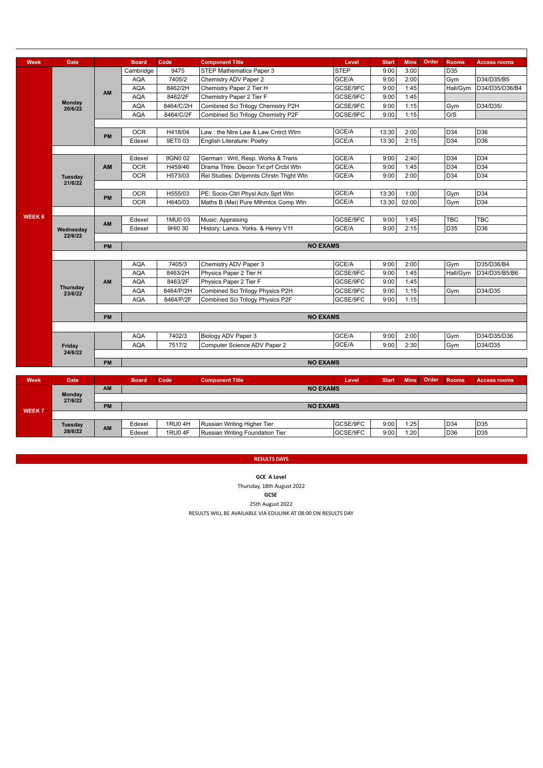| Week | Date | | Board | Code | Component Title | Level | Start | Mins | Order | Rooms | Access rooms |
|---|---|---|---|---|---|---|---|---|---|---|---|
| WEEK 6 | Monday 20/6/22 | AM | Cambridge | 9475 | STEP Mathematics Paper 3 | STEP | 9:00 | 3:00 | | D35 | |
| | | | AQA | 7405/2 | Chemistry ADV Paper 2 | GCE/A | 9:00 | 2:00 | | Gym | D34/D35/B5 |
| | | | AQA | 8462/2H | Chemistry Paper 2 Tier H | GCSE/9FC | 9:00 | 1:45 | | Hall/Gym | D34/D35/D36/B4 |
| | | | AQA | 8462/2F | Chemistry Paper 2 Tier F | GCSE/9FC | 9:00 | 1:45 | | | |
| | | | AQA | 8464/C/2H | Combined Sci Trilogy Chemistry P2H | GCSE/9FC | 9:00 | 1:15 | | Gym | D34/D35/ |
| | | | AQA | 8464/C/2F | Combined Sci Trilogy Chemistry P2F | GCSE/9FC | 9:00 | 1:15 | | O/S | |
| | | PM | OCR | H418/04 | Law : the Ntre Law & Law Cntrct Wtrn | GCE/A | 13:30 | 2:00 | | D34 | D36 |
| | | | Edexel | 9ET0 03 | English Literature: Poetry | GCE/A | 13:30 | 2:15 | | D34 | D36 |
| | Tuesday 21/6/22 | AM | Edexel | 9GN0 02 | German : Writ, Resp. Works & Trans | GCE/A | 9:00 | 2:40 | | D34 | D34 |
| | | | OCR | H459/46 | Drama Thtre: Decon Txt prf Crcbl Wtn | GCE/A | 9:00 | 1:45 | | D34 | D34 |
| | | | OCR | H573/03 | Rel Studies: Dvlpmnts Chrstn Thght Wtn | GCE/A | 9:00 | 2:00 | | D34 | D34 |
| | | PM | OCR | H555/03 | PE: Socio-Cltrl Physl Actv Sprt Wtn | GCE/A | 13:30 | 1:00 | | Gym | D34 |
| | | | OCR | H640/03 | Maths B (Mei) Pure Mthmtcs Comp Wtn | GCE/A | 13:30 | 02:00 | | Gym | D34 |
| | Wednesday 22/6/22 | AM | Edexel | 1MU0 03 | Music: Appraising | GCSE/9FC | 9:00 | 1:45 | | TBC | TBC |
| | | | Edexel | 9HI0 30 | History: Lancs. Yorks. & Henry V11 | GCE/A | 9:00 | 2:15 | | D35 | D36 |
| | | PM | NO EXAMS | | | | | | | | |
| | Thursday 23/6/22 | AM | AQA | 7405/3 | Chemistry ADV Paper 3 | GCE/A | 9:00 | 2:00 | | Gym | D35/D36/B4 |
| | | | AQA | 8463/2H | Physics Paper 2 Tier H | GCSE/9FC | 9:00 | 1:45 | | Hall/Gym | D34/D35/B5/B6 |
| | | | AQA | 8463/2F | Physics Paper 2 Tier F | GCSE/9FC | 9:00 | 1:45 | | | |
| | | | AQA | 8464/P/2H | Combined Sci Trilogy Physics P2H | GCSE/9FC | 9:00 | 1:15 | | Gym | D34/D35 |
| | | | AQA | 8464/P/2F | Combined Sci Trilogy Physics P2F | GCSE/9FC | 9:00 | 1:15 | | | |
| | | PM | NO EXAMS | | | | | | | | |
| | Friday 24/6/22 | | AQA | 7402/3 | Biology ADV Paper 3 | GCE/A | 9:00 | 2:00 | | Gym | D34/D35/D36 |
| | | | AQA | 7517/2 | Computer Science ADV Paper 2 | GCE/A | 9:00 | 2:30 | | Gym | D34/D35 |
| | | PM | NO EXAMS | | | | | | | | |

| Week | Date | | Board | Code | Component Title | Level | Start | Mins | Order | Rooms | Access rooms |
|---|---|---|---|---|---|---|---|---|---|---|---|
| WEEK 7 | Monday 27/6/22 | AM | NO EXAMS | | | | | | | | |
| | | PM | NO EXAMS | | | | | | | | |
| | Tuesday 28/6/22 | AM | Edexel | 1RU0 4H | Russian Writing Higher Tier | GCSE/9FC | 9:00 | 1:25 | | D34 | D35 |
| | | | Edexel | 1RU0 4F | Russian Writing Foundation Tier | GCSE/9FC | 9:00 | 1:20 | | D36 | D35 |

## RESULTS DAYS

**GCE A Level**

Thursday, 18th August 2022

**GCSE**

25th August 2022

RESULTS WILL BE AVAILABLE VIA EDULINK AT 08:00 ON RESULTS DAY